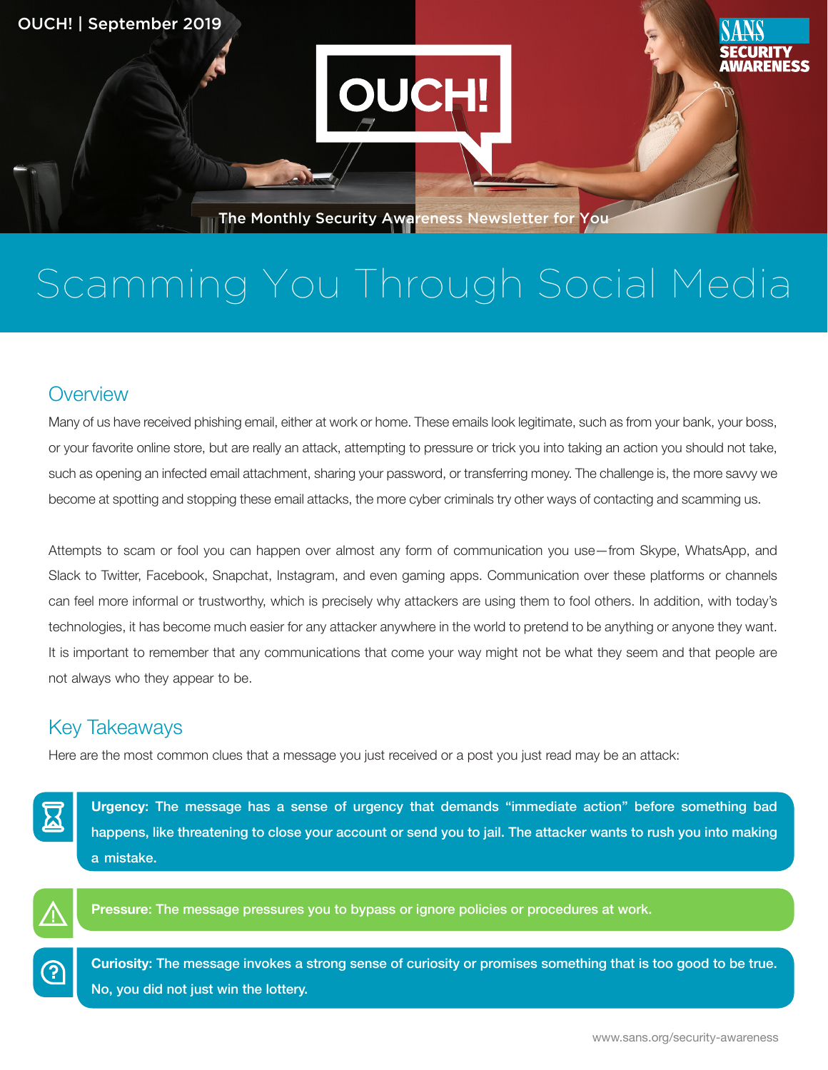OUCH! | September 2019

# OUCH!

The Monthly Security Awareness Newsletter for You

# Scamming You Through Social Media

## Overview

Many of us have received phishing email, either at work or home. These emails look legitimate, such as from your bank, your boss, or your favorite online store, but are really an attack, attempting to pressure or trick you into taking an action you should not take, such as opening an infected email attachment, sharing your password, or transferring money. The challenge is, the more savvy we become at spotting and stopping these email attacks, the more cyber criminals try other ways of contacting and scamming us.

Attempts to scam or fool you can happen over almost any form of communication you use—from Skype, WhatsApp, and Slack to Twitter, Facebook, Snapchat, Instagram, and even gaming apps. Communication over these platforms or channels can feel more informal or trustworthy, which is precisely why attackers are using them to fool others. In addition, with today's technologies, it has become much easier for any attacker anywhere in the world to pretend to be anything or anyone they want. It is important to remember that any communications that come your way might not be what they seem and that people are not always who they appear to be.

## Key Takeaways

Here are the most common clues that a message you just received or a post you just read may be an attack:

**Urgency:** The message has a sense of urgency that demands "immediate action" before something bad happens, like threatening to close your account or send you to jail. The attacker wants to rush you into making a mistake.

**Pressure:** The message pressures you to bypass or ignore policies or procedures at work.

**Curiosity:** The message invokes a strong sense of curiosity or promises something that is too good to be true. No, you did not just win the lottery.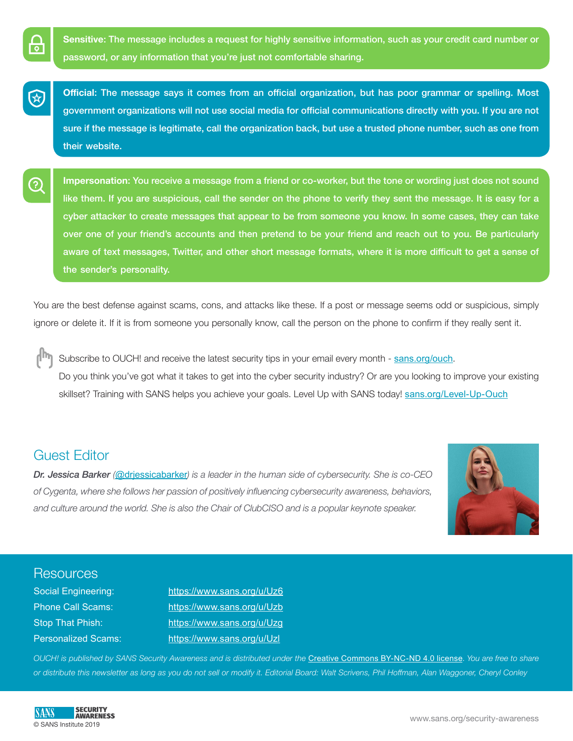**Sensitive:** The message includes a request for highly sensitive information, such as your credit card number or password, or any information that you're just not comfortable sharing.

**Official:** The message says it comes from an official organization, but has poor grammar or spelling. Most government organizations will not use social media for official communications directly with you. If you are not sure if the message is legitimate, call the organization back, but use a trusted phone number, such as one from their website.

**Impersonation:** You receive a message from a friend or co-worker, but the tone or wording just does not sound like them. If you are suspicious, call the sender on the phone to verify they sent the message. It is easy for a cyber attacker to create messages that appear to be from someone you know. In some cases, they can take over one of your friend's accounts and then pretend to be your friend and reach out to you. Be particularly aware of text messages, Twitter, and other short message formats, where it is more difficult to get a sense of the sender's personality.

You are the best defense against scams, cons, and attacks like these. If a post or message seems odd or suspicious, simply ignore or delete it. If it is from someone you personally know, call the person on the phone to confirm if they really sent it.

Subscribe to OUCH! and receive the latest security tips in your email every month - sans.org/ouch.
Do you think you've got what it takes to get into the cyber security industry? Or are you looking to improve your existing skillset? Training with SANS helps you achieve your goals. Level Up with SANS today! sans.org/Level-Up-Ouch

## Guest Editor

***Dr. Jessica Barker** (@drjessicabarker) is a leader in the human side of cybersecurity. She is co-CEO of Cygenta, where she follows her passion of positively influencing cybersecurity awareness, behaviors, and culture around the world. She is also the Chair of ClubCISO and is a popular keynote speaker.*

## Resources

| | |
|---|---|
| Social Engineering: | https://www.sans.org/u/Uz6 |
| Phone Call Scams: | https://www.sans.org/u/Uzb |
| Stop That Phish: | https://www.sans.org/u/Uzg |
| Personalized Scams: | https://www.sans.org/u/Uzl |

*OUCH! is published by SANS Security Awareness and is distributed under the Creative Commons BY-NC-ND 4.0 license. You are free to share or distribute this newsletter as long as you do not sell or modify it. Editorial Board: Walt Scrivens, Phil Hoffman, Alan Waggoner, Cheryl Conley*

© SANS Institute 2019

www.sans.org/security-awareness